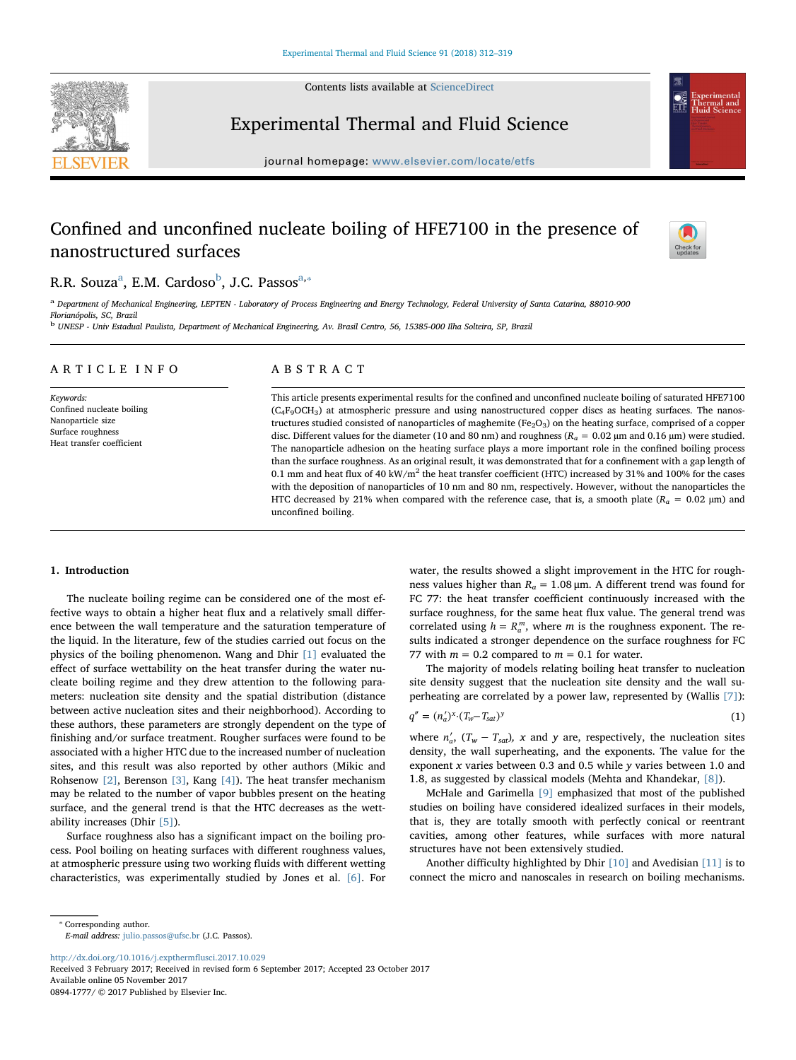# Confined and unconfined nucleate boiling of HFE7100 in the presence of nanostructured surfaces

R.R. Souza[a], E.M. Cardoso[b], J.C. Passos[a,*]

[a] Department of Mechanical Engineering, LEPTEN - Laboratory of Process Engineering and Energy Technology, Federal University of Santa Catarina, 88010-900 Florianópolis, SC, Brazil

[b] UNESP - Univ Estadual Paulista, Department of Mechanical Engineering, Av. Brasil Centro, 56, 15385-000 Ilha Solteira, SP, Brazil

## ARTICLE INFO

*Keywords:*
Confined nucleate boiling
Nanoparticle size
Surface roughness
Heat transfer coefficient

## ABSTRACT

This article presents experimental results for the confined and unconfined nucleate boiling of saturated HFE7100 ($C_4F_9OCH_3$) at atmospheric pressure and using nanostructured copper discs as heating surfaces. The nanostructures studied consisted of nanoparticles of maghemite ($Fe_2O_3$) on the heating surface, comprised of a copper disc. Different values for the diameter (10 and 80 nm) and roughness ($R_a$ = 0.02 μm and 0.16 μm) were studied. The nanoparticle adhesion on the heating surface plays a more important role in the confined boiling process than the surface roughness. As an original result, it was demonstrated that for a confinement with a gap length of 0.1 mm and heat flux of 40 kW/m$^2$ the heat transfer coefficient (HTC) increased by 31% and 100% for the cases with the deposition of nanoparticles of 10 nm and 80 nm, respectively. However, without the nanoparticles the HTC decreased by 21% when compared with the reference case, that is, a smooth plate ($R_a$ = 0.02 μm) and unconfined boiling.

## 1. Introduction

The nucleate boiling regime can be considered one of the most effective ways to obtain a higher heat flux and a relatively small difference between the wall temperature and the saturation temperature of the liquid. In the literature, few of the studies carried out focus on the physics of the boiling phenomenon. Wang and Dhir [1] evaluated the effect of surface wettability on the heat transfer during the water nucleate boiling regime and they drew attention to the following parameters: nucleation site density and the spatial distribution (distance between active nucleation sites and their neighborhood). According to these authors, these parameters are strongly dependent on the type of finishing and/or surface treatment. Rougher surfaces were found to be associated with a higher HTC due to the increased number of nucleation sites, and this result was also reported by other authors (Mikic and Rohsenow [2], Berenson [3], Kang [4]). The heat transfer mechanism may be related to the number of vapor bubbles present on the heating surface, and the general trend is that the HTC decreases as the wettability increases (Dhir [5]).

Surface roughness also has a significant impact on the boiling process. Pool boiling on heating surfaces with different roughness values, at atmospheric pressure using two working fluids with different wetting characteristics, was experimentally studied by Jones et al. [6]. For water, the results showed a slight improvement in the HTC for roughness values higher than $R_a$ = 1.08 μm. A different trend was found for FC 77: the heat transfer coefficient continuously increased with the surface roughness, for the same heat flux value. The general trend was correlated using $h = R_a^m$, where $m$ is the roughness exponent. The results indicated a stronger dependence on the surface roughness for FC 77 with $m$ = 0.2 compared to $m$ = 0.1 for water.

The majority of models relating boiling heat transfer to nucleation site density suggest that the nucleation site density and the wall superheating are correlated by a power law, represented by (Wallis [7]):

$$q'' = (n_a')^x \cdot (T_w - T_{sat})^y \tag{1}$$

where $n_a'$, $(T_w - T_{sat})$, $x$ and $y$ are, respectively, the nucleation sites density, the wall superheating, and the exponents. The value for the exponent $x$ varies between 0.3 and 0.5 while $y$ varies between 1.0 and 1.8, as suggested by classical models (Mehta and Khandekar, [8]).

McHale and Garimella [9] emphasized that most of the published studies on boiling have considered idealized surfaces in their models, that is, they are totally smooth with perfectly conical or reentrant cavities, among other features, while surfaces with more natural structures have not been extensively studied.

Another difficulty highlighted by Dhir [10] and Avedisian [11] is to connect the micro and nanoscales in research on boiling mechanisms.

* Corresponding author.
*E-mail address:* julio.passos@ufsc.br (J.C. Passos).

http://dx.doi.org/10.1016/j.expthermflusci.2017.10.029
Received 3 February 2017; Received in revised form 6 September 2017; Accepted 23 October 2017
Available online 05 November 2017
0894-1777/ © 2017 Published by Elsevier Inc.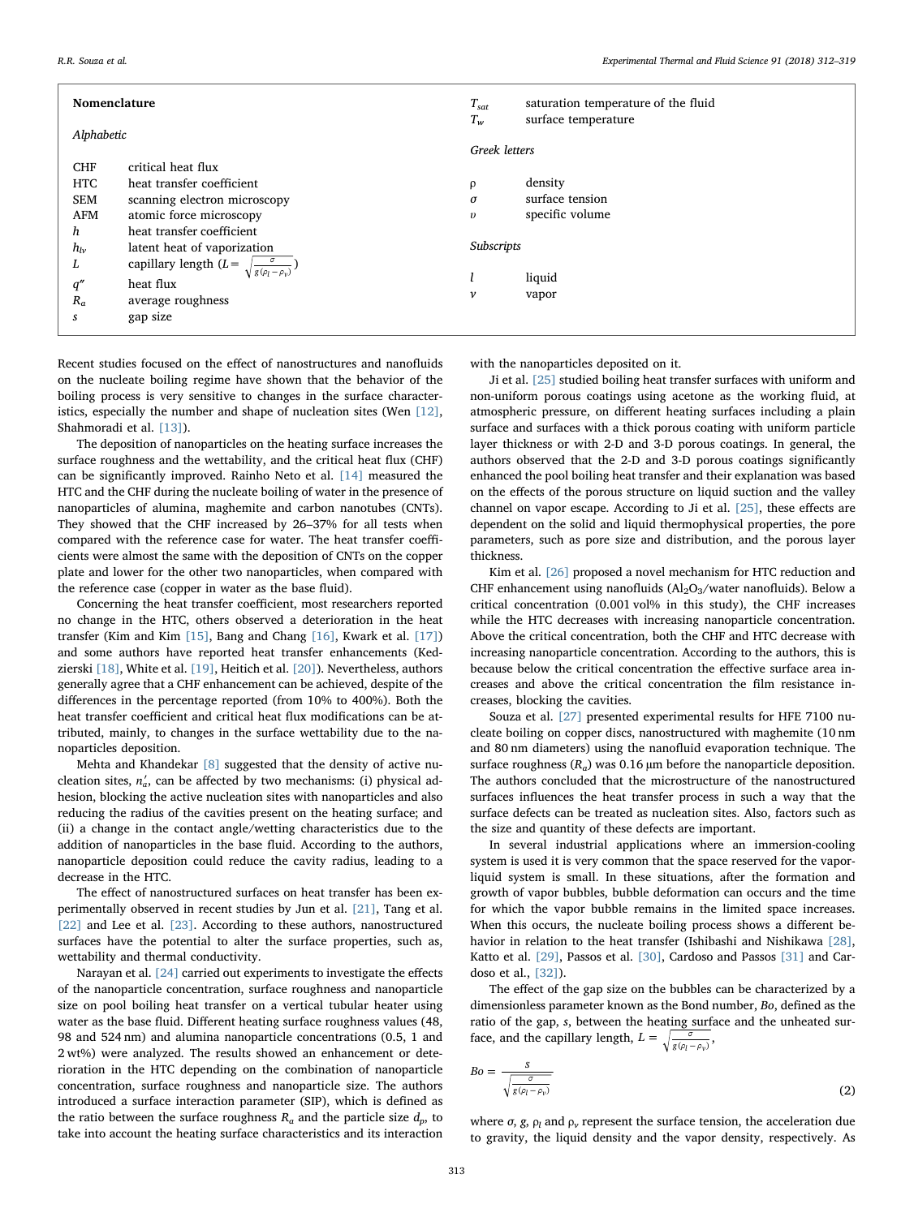## Nomenclature

*Alphabetic*

| | |
|---|---|
| CHF | critical heat flux |
| HTC | heat transfer coefficient |
| SEM | scanning electron microscopy |
| AFM | atomic force microscopy |
| $h$ | heat transfer coefficient |
| $h_{lv}$ | latent heat of vaporization |
| $L$ | capillary length ($L = \sqrt{\frac{\sigma}{g(\rho_l - \rho_v)}}$) |
| $q''$ | heat flux |
| $R_a$ | average roughness |
| $s$ | gap size |
| $T_{sat}$ | saturation temperature of the fluid |
| $T_w$ | surface temperature |

*Greek letters*

| | |
|---|---|
| $\rho$ | density |
| $\sigma$ | surface tension |
| $\upsilon$ | specific volume |

*Subscripts*

| | |
|---|---|
| $l$ | liquid |
| $v$ | vapor |

Recent studies focused on the effect of nanostructures and nanofluids on the nucleate boiling regime have shown that the behavior of the boiling process is very sensitive to changes in the surface characteristics, especially the number and shape of nucleation sites (Wen [12], Shahmoradi et al. [13]).

The deposition of nanoparticles on the heating surface increases the surface roughness and the wettability, and the critical heat flux (CHF) can be significantly improved. Rainho Neto et al. [14] measured the HTC and the CHF during the nucleate boiling of water in the presence of nanoparticles of alumina, maghemite and carbon nanotubes (CNTs). They showed that the CHF increased by 26–37% for all tests when compared with the reference case for water. The heat transfer coefficients were almost the same with the deposition of CNTs on the copper plate and lower for the other two nanoparticles, when compared with the reference case (copper in water as the base fluid).

Concerning the heat transfer coefficient, most researchers reported no change in the HTC, others observed a deterioration in the heat transfer (Kim and Kim [15], Bang and Chang [16], Kwark et al. [17]) and some authors have reported heat transfer enhancements (Kedzierski [18], White et al. [19], Heitich et al. [20]). Nevertheless, authors generally agree that a CHF enhancement can be achieved, despite of the differences in the percentage reported (from 10% to 400%). Both the heat transfer coefficient and critical heat flux modifications can be attributed, mainly, to changes in the surface wettability due to the nanoparticles deposition.

Mehta and Khandekar [8] suggested that the density of active nucleation sites, $n_a'$, can be affected by two mechanisms: (i) physical adhesion, blocking the active nucleation sites with nanoparticles and also reducing the radius of the cavities present on the heating surface; and (ii) a change in the contact angle/wetting characteristics due to the addition of nanoparticles in the base fluid. According to the authors, nanoparticle deposition could reduce the cavity radius, leading to a decrease in the HTC.

The effect of nanostructured surfaces on heat transfer has been experimentally observed in recent studies by Jun et al. [21], Tang et al. [22] and Lee et al. [23]. According to these authors, nanostructured surfaces have the potential to alter the surface properties, such as, wettability and thermal conductivity.

Narayan et al. [24] carried out experiments to investigate the effects of the nanoparticle concentration, surface roughness and nanoparticle size on pool boiling heat transfer on a vertical tubular heater using water as the base fluid. Different heating surface roughness values (48, 98 and 524 nm) and alumina nanoparticle concentrations (0.5, 1 and 2 wt%) were analyzed. The results showed an enhancement or deterioration in the HTC depending on the combination of nanoparticle concentration, surface roughness and nanoparticle size. The authors introduced a surface interaction parameter (SIP), which is defined as the ratio between the surface roughness $R_a$ and the particle size $d_p$, to take into account the heating surface characteristics and its interaction with the nanoparticles deposited on it.

Ji et al. [25] studied boiling heat transfer surfaces with uniform and non-uniform porous coatings using acetone as the working fluid, at atmospheric pressure, on different heating surfaces including a plain surface and surfaces with a thick porous coating with uniform particle layer thickness or with 2-D and 3-D porous coatings. In general, the authors observed that the 2-D and 3-D porous coatings significantly enhanced the pool boiling heat transfer and their explanation was based on the effects of the porous structure on liquid suction and the valley channel on vapor escape. According to Ji et al. [25], these effects are dependent on the solid and liquid thermophysical properties, the pore parameters, such as pore size and distribution, and the porous layer thickness.

Kim et al. [26] proposed a novel mechanism for HTC reduction and CHF enhancement using nanofluids ($Al_2O_3$/water nanofluids). Below a critical concentration (0.001 vol% in this study), the CHF increases while the HTC decreases with increasing nanoparticle concentration. Above the critical concentration, both the CHF and HTC decrease with increasing nanoparticle concentration. According to the authors, this is because below the critical concentration the effective surface area increases and above the critical concentration the film resistance increases, blocking the cavities.

Souza et al. [27] presented experimental results for HFE 7100 nucleate boiling on copper discs, nanostructured with maghemite (10 nm and 80 nm diameters) using the nanofluid evaporation technique. The surface roughness ($R_a$) was 0.16 μm before the nanoparticle deposition. The authors concluded that the microstructure of the nanostructured surfaces influences the heat transfer process in such a way that the surface defects can be treated as nucleation sites. Also, factors such as the size and quantity of these defects are important.

In several industrial applications where an immersion-cooling system is used it is very common that the space reserved for the vapor-liquid system is small. In these situations, after the formation and growth of vapor bubbles, bubble deformation can occurs and the time for which the vapor bubble remains in the limited space increases. When this occurs, the nucleate boiling process shows a different behavior in relation to the heat transfer (Ishibashi and Nishikawa [28], Katto et al. [29], Passos et al. [30], Cardoso and Passos [31] and Cardoso et al., [32]).

The effect of the gap size on the bubbles can be characterized by a dimensionless parameter known as the Bond number, $Bo$, defined as the ratio of the gap, $s$, between the heating surface and the unheated surface, and the capillary length, $L = \sqrt{\frac{\sigma}{g(\rho_l - \rho_v)}}$,

$$Bo = \frac{s}{\sqrt{\frac{\sigma}{g(\rho_l - \rho_v)}}} \tag{2}$$

where $\sigma$, $g$, $\rho_l$ and $\rho_v$ represent the surface tension, the acceleration due to gravity, the liquid density and the vapor density, respectively. As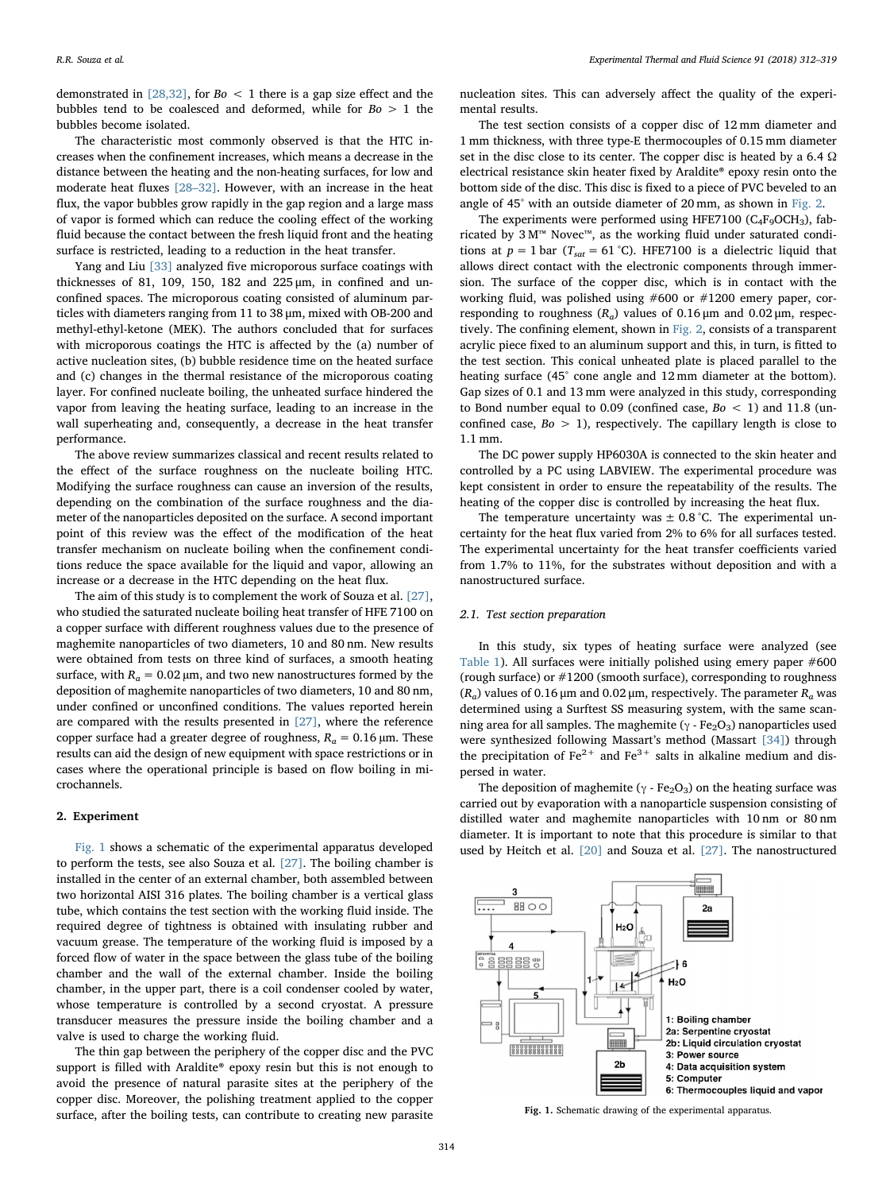demonstrated in [28,32], for $Bo < 1$ there is a gap size effect and the bubbles tend to be coalesced and deformed, while for $Bo > 1$ the bubbles become isolated.

The characteristic most commonly observed is that the HTC increases when the confinement increases, which means a decrease in the distance between the heating and the non-heating surfaces, for low and moderate heat fluxes [28–32]. However, with an increase in the heat flux, the vapor bubbles grow rapidly in the gap region and a large mass of vapor is formed which can reduce the cooling effect of the working fluid because the contact between the fresh liquid front and the heating surface is restricted, leading to a reduction in the heat transfer.

Yang and Liu [33] analyzed five microporous surface coatings with thicknesses of 81, 109, 150, 182 and 225 µm, in confined and unconfined spaces. The microporous coating consisted of aluminum particles with diameters ranging from 11 to 38 µm, mixed with OB-200 and methyl-ethyl-ketone (MEK). The authors concluded that for surfaces with microporous coatings the HTC is affected by the (a) number of active nucleation sites, (b) bubble residence time on the heated surface and (c) changes in the thermal resistance of the microporous coating layer. For confined nucleate boiling, the unheated surface hindered the vapor from leaving the heating surface, leading to an increase in the wall superheating and, consequently, a decrease in the heat transfer performance.

The above review summarizes classical and recent results related to the effect of the surface roughness on the nucleate boiling HTC. Modifying the surface roughness can cause an inversion of the results, depending on the combination of the surface roughness and the diameter of the nanoparticles deposited on the surface. A second important point of this review was the effect of the modification of the heat transfer mechanism on nucleate boiling when the confinement conditions reduce the space available for the liquid and vapor, allowing an increase or a decrease in the HTC depending on the heat flux.

The aim of this study is to complement the work of Souza et al. [27], who studied the saturated nucleate boiling heat transfer of HFE 7100 on a copper surface with different roughness values due to the presence of maghemite nanoparticles of two diameters, 10 and 80 nm. New results were obtained from tests on three kind of surfaces, a smooth heating surface, with $R_a = 0.02$ µm, and two new nanostructures formed by the deposition of maghemite nanoparticles of two diameters, 10 and 80 nm, under confined or unconfined conditions. The values reported herein are compared with the results presented in [27], where the reference copper surface had a greater degree of roughness, $R_a = 0.16$ µm. These results can aid the design of new equipment with space restrictions or in cases where the operational principle is based on flow boiling in microchannels.

## 2. Experiment

Fig. 1 shows a schematic of the experimental apparatus developed to perform the tests, see also Souza et al. [27]. The boiling chamber is installed in the center of an external chamber, both assembled between two horizontal AISI 316 plates. The boiling chamber is a vertical glass tube, which contains the test section with the working fluid inside. The required degree of tightness is obtained with insulating rubber and vacuum grease. The temperature of the working fluid is imposed by a forced flow of water in the space between the glass tube of the boiling chamber and the wall of the external chamber. Inside the boiling chamber, in the upper part, there is a coil condenser cooled by water, whose temperature is controlled by a second cryostat. A pressure transducer measures the pressure inside the boiling chamber and a valve is used to charge the working fluid.

The thin gap between the periphery of the copper disc and the PVC support is filled with Araldite® epoxy resin but this is not enough to avoid the presence of natural parasite sites at the periphery of the copper disc. Moreover, the polishing treatment applied to the copper surface, after the boiling tests, can contribute to creating new parasite nucleation sites. This can adversely affect the quality of the experimental results.

The test section consists of a copper disc of 12 mm diameter and 1 mm thickness, with three type-E thermocouples of 0.15 mm diameter set in the disc close to its center. The copper disc is heated by a 6.4 Ω electrical resistance skin heater fixed by Araldite® epoxy resin onto the bottom side of the disc. This disc is fixed to a piece of PVC beveled to an angle of 45° with an outside diameter of 20 mm, as shown in Fig. 2.

The experiments were performed using HFE7100 ($C_4F_9OCH_3$), fabricated by 3 M™ Novec™, as the working fluid under saturated conditions at $p = 1$ bar ($T_{sat} = 61$ °C). HFE7100 is a dielectric liquid that allows direct contact with the electronic components through immersion. The surface of the copper disc, which is in contact with the working fluid, was polished using #600 or #1200 emery paper, corresponding to roughness ($R_a$) values of 0.16 µm and 0.02 µm, respectively. The confining element, shown in Fig. 2, consists of a transparent acrylic piece fixed to an aluminum support and this, in turn, is fitted to the test section. This conical unheated plate is placed parallel to the heating surface (45° cone angle and 12 mm diameter at the bottom). Gap sizes of 0.1 and 13 mm were analyzed in this study, corresponding to Bond number equal to 0.09 (confined case, $Bo < 1$) and 11.8 (unconfined case, $Bo > 1$), respectively. The capillary length is close to 1.1 mm.

The DC power supply HP6030A is connected to the skin heater and controlled by a PC using LABVIEW. The experimental procedure was kept consistent in order to ensure the repeatability of the results. The heating of the copper disc is controlled by increasing the heat flux.

The temperature uncertainty was ± 0.8 °C. The experimental uncertainty for the heat flux varied from 2% to 6% for all surfaces tested. The experimental uncertainty for the heat transfer coefficients varied from 1.7% to 11%, for the substrates without deposition and with a nanostructured surface.

### 2.1. Test section preparation

In this study, six types of heating surface were analyzed (see Table 1). All surfaces were initially polished using emery paper #600 (rough surface) or #1200 (smooth surface), corresponding to roughness ($R_a$) values of 0.16 µm and 0.02 µm, respectively. The parameter $R_a$ was determined using a Surftest SS measuring system, with the same scanning area for all samples. The maghemite ($\gamma$ - $Fe_2O_3$) nanoparticles used were synthesized following Massart's method (Massart [34]) through the precipitation of $Fe^{2+}$ and $Fe^{3+}$ salts in alkaline medium and dispersed in water.

The deposition of maghemite ($\gamma$ - $Fe_2O_3$) on the heating surface was carried out by evaporation with a nanoparticle suspension consisting of distilled water and maghemite nanoparticles with 10 nm or 80 nm diameter. It is important to note that this procedure is similar to that used by Heitch et al. [20] and Souza et al. [27]. The nanostructured

3
H2O
2a
4
1
6
H2O
5
2b
1: Boiling chamber
2a: Serpentine cryostat
2b: Liquid circulation cryostat
3: Power source
4: Data acquisition system
5: Computer
6: Thermocouples liquid and vapor

Fig. 1. Schematic drawing of the experimental apparatus.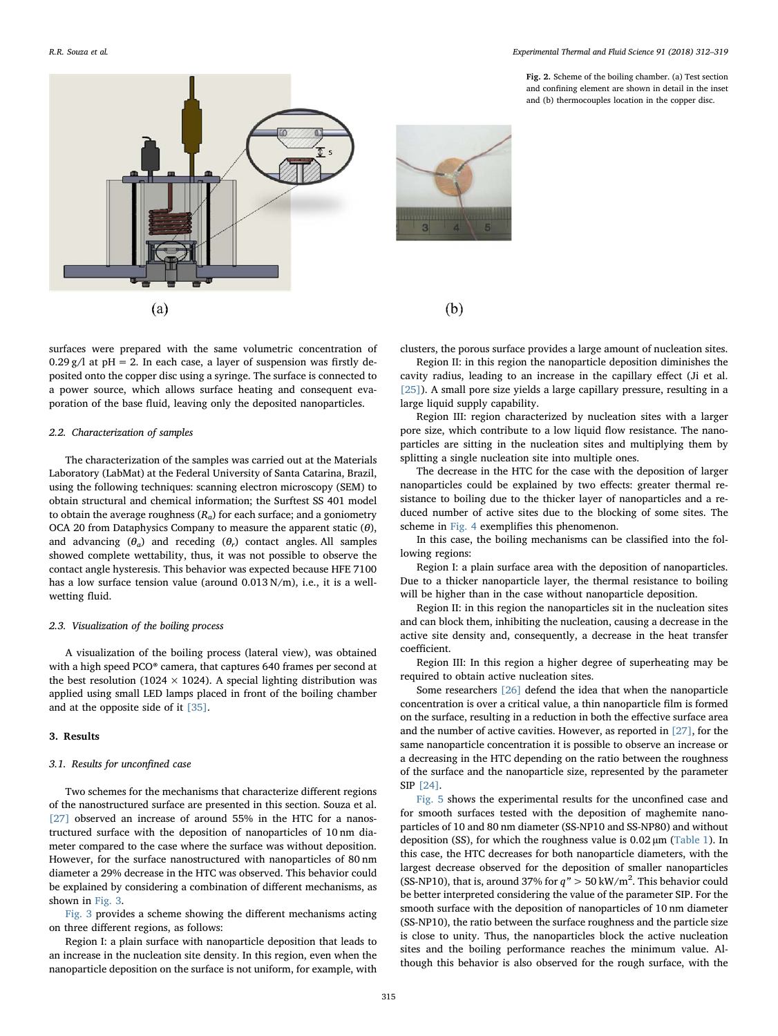(a)

(b)

**Fig. 2.** Scheme of the boiling chamber. (a) Test section and confining element are shown in detail in the inset and (b) thermocouples location in the copper disc.

surfaces were prepared with the same volumetric concentration of 0.29 g/l at pH = 2. In each case, a layer of suspension was firstly deposited onto the copper disc using a syringe. The surface is connected to a power source, which allows surface heating and consequent evaporation of the base fluid, leaving only the deposited nanoparticles.

### 2.2. Characterization of samples

The characterization of the samples was carried out at the Materials Laboratory (LabMat) at the Federal University of Santa Catarina, Brazil, using the following techniques: scanning electron microscopy (SEM) to obtain structural and chemical information; the Surftest SS 401 model to obtain the average roughness ($R_a$) for each surface; and a goniometry OCA 20 from Dataphysics Company to measure the apparent static ($\theta$), and advancing ($\theta_a$) and receding ($\theta_r$) contact angles. All samples showed complete wettability, thus, it was not possible to observe the contact angle hysteresis. This behavior was expected because HFE 7100 has a low surface tension value (around 0.013 N/m), i.e., it is a well-wetting fluid.

### 2.3. Visualization of the boiling process

A visualization of the boiling process (lateral view), was obtained with a high speed PCO® camera, that captures 640 frames per second at the best resolution (1024 × 1024). A special lighting distribution was applied using small LED lamps placed in front of the boiling chamber and at the opposite side of it [35].

## 3. Results

### 3.1. Results for unconfined case

Two schemes for the mechanisms that characterize different regions of the nanostructured surface are presented in this section. Souza et al. [27] observed an increase of around 55% in the HTC for a nanostructured surface with the deposition of nanoparticles of 10 nm diameter compared to the case where the surface was without deposition. However, for the surface nanostructured with nanoparticles of 80 nm diameter a 29% decrease in the HTC was observed. This behavior could be explained by considering a combination of different mechanisms, as shown in Fig. 3.

Fig. 3 provides a scheme showing the different mechanisms acting on three different regions, as follows:

Region I: a plain surface with nanoparticle deposition that leads to an increase in the nucleation site density. In this region, even when the nanoparticle deposition on the surface is not uniform, for example, with clusters, the porous surface provides a large amount of nucleation sites.

Region II: in this region the nanoparticle deposition diminishes the cavity radius, leading to an increase in the capillary effect (Ji et al. [25]). A small pore size yields a large capillary pressure, resulting in a large liquid supply capability.

Region III: region characterized by nucleation sites with a larger pore size, which contribute to a low liquid flow resistance. The nanoparticles are sitting in the nucleation sites and multiplying them by splitting a single nucleation site into multiple ones.

The decrease in the HTC for the case with the deposition of larger nanoparticles could be explained by two effects: greater thermal resistance to boiling due to the thicker layer of nanoparticles and a reduced number of active sites due to the blocking of some sites. The scheme in Fig. 4 exemplifies this phenomenon.

In this case, the boiling mechanisms can be classified into the following regions:

Region I: a plain surface area with the deposition of nanoparticles. Due to a thicker nanoparticle layer, the thermal resistance to boiling will be higher than in the case without nanoparticle deposition.

Region II: in this region the nanoparticles sit in the nucleation sites and can block them, inhibiting the nucleation, causing a decrease in the active site density and, consequently, a decrease in the heat transfer coefficient.

Region III: In this region a higher degree of superheating may be required to obtain active nucleation sites.

Some researchers [26] defend the idea that when the nanoparticle concentration is over a critical value, a thin nanoparticle film is formed on the surface, resulting in a reduction in both the effective surface area and the number of active cavities. However, as reported in [27], for the same nanoparticle concentration it is possible to observe an increase or a decreasing in the HTC depending on the ratio between the roughness of the surface and the nanoparticle size, represented by the parameter SIP [24].

Fig. 5 shows the experimental results for the unconfined case and for smooth surfaces tested with the deposition of maghemite nanoparticles of 10 and 80 nm diameter (SS-NP10 and SS-NP80) and without deposition (SS), for which the roughness value is 0.02 µm (Table 1). In this case, the HTC decreases for both nanoparticle diameters, with the largest decrease observed for the deposition of smaller nanoparticles (SS-NP10), that is, around 37% for $q'' > 50\ \text{kW/m}^2$. This behavior could be better interpreted considering the value of the parameter SIP. For the smooth surface with the deposition of nanoparticles of 10 nm diameter (SS-NP10), the ratio between the surface roughness and the particle size is close to unity. Thus, the nanoparticles block the active nucleation sites and the boiling performance reaches the minimum value. Although this behavior is also observed for the rough surface, with the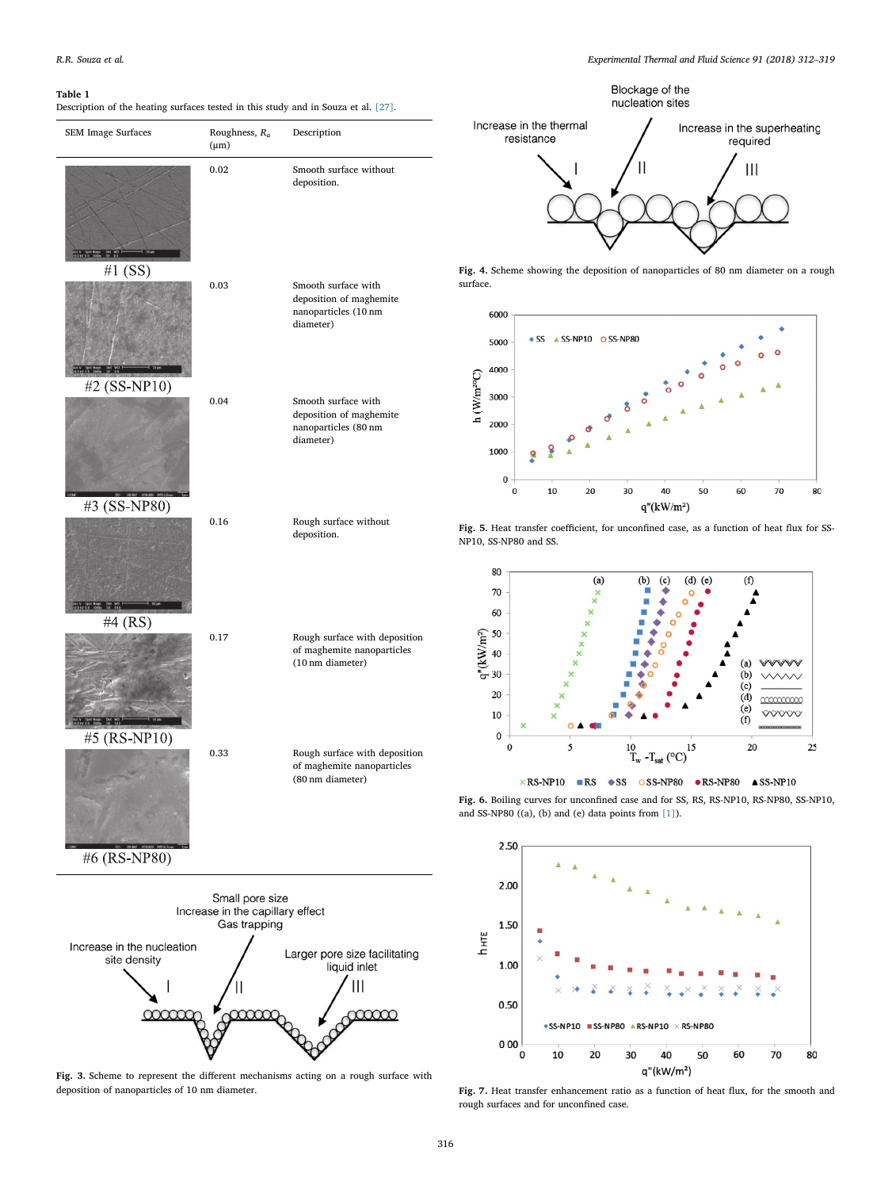**Table 1**
Description of the heating surfaces tested in this study and in Souza et al. [27].

| SEM Image Surfaces | Roughness, $R_a$ (μm) | Description |
|---|---|---|
| #1 (SS) | 0.02 | Smooth surface without deposition. |
| #2 (SS-NP10) | 0.03 | Smooth surface with deposition of maghemite nanoparticles (10 nm diameter) |
| #3 (SS-NP80) | 0.04 | Smooth surface with deposition of maghemite nanoparticles (80 nm diameter) |
| #4 (RS) | 0.16 | Rough surface without deposition. |
| #5 (RS-NP10) | 0.17 | Rough surface with deposition of maghemite nanoparticles (10 nm diameter) |
| #6 (RS-NP80) | 0.33 | Rough surface with deposition of maghemite nanoparticles (80 nm diameter) |

Small pore size
Increase in the capillary effect
Gas trapping

Increase in the nucleation site density

Larger pore size facilitating liquid inlet

I II III

**Fig. 3.** Scheme to represent the different mechanisms acting on a rough surface with deposition of nanoparticles of 10 nm diameter.

Blockage of the nucleation sites

Increase in the thermal resistance

Increase in the superheating required

I II III

**Fig. 4.** Scheme showing the deposition of nanoparticles of 80 nm diameter on a rough surface.

SS SS-NP10 SS-NP80

h (W/m²°C)

0 1000 2000 3000 4000 5000 6000

0 10 20 30 40 50 60 70 80

q"(kW/m²)

**Fig. 5.** Heat transfer coefficient, for unconfined case, as a function of heat flux for SS-NP10, SS-NP80 and SS.

(a) (b) (c) (d) (e) (f)

q"(kW/m²)

0 10 20 30 40 50 60 70 80

0 5 10 15 20 25

$T_w - T_{sat}$ (°C)

RS-NP10 RS SS SS-NP80 RS-NP80 SS-NP10

**Fig. 6.** Boiling curves for unconfined case and for SS, RS, RS-NP10, RS-NP80, SS-NP10, and SS-NP80 ((a), (b) and (e) data points from [1]).

h HTE

0.00 0.50 1.00 1.50 2.00 2.50

0 10 20 30 40 50 60 70 80

q"(kW/m²)

SS-NP10 SS-NP80 RS-NP10 RS-NP80

**Fig. 7.** Heat transfer enhancement ratio as a function of heat flux, for the smooth and rough surfaces and for unconfined case.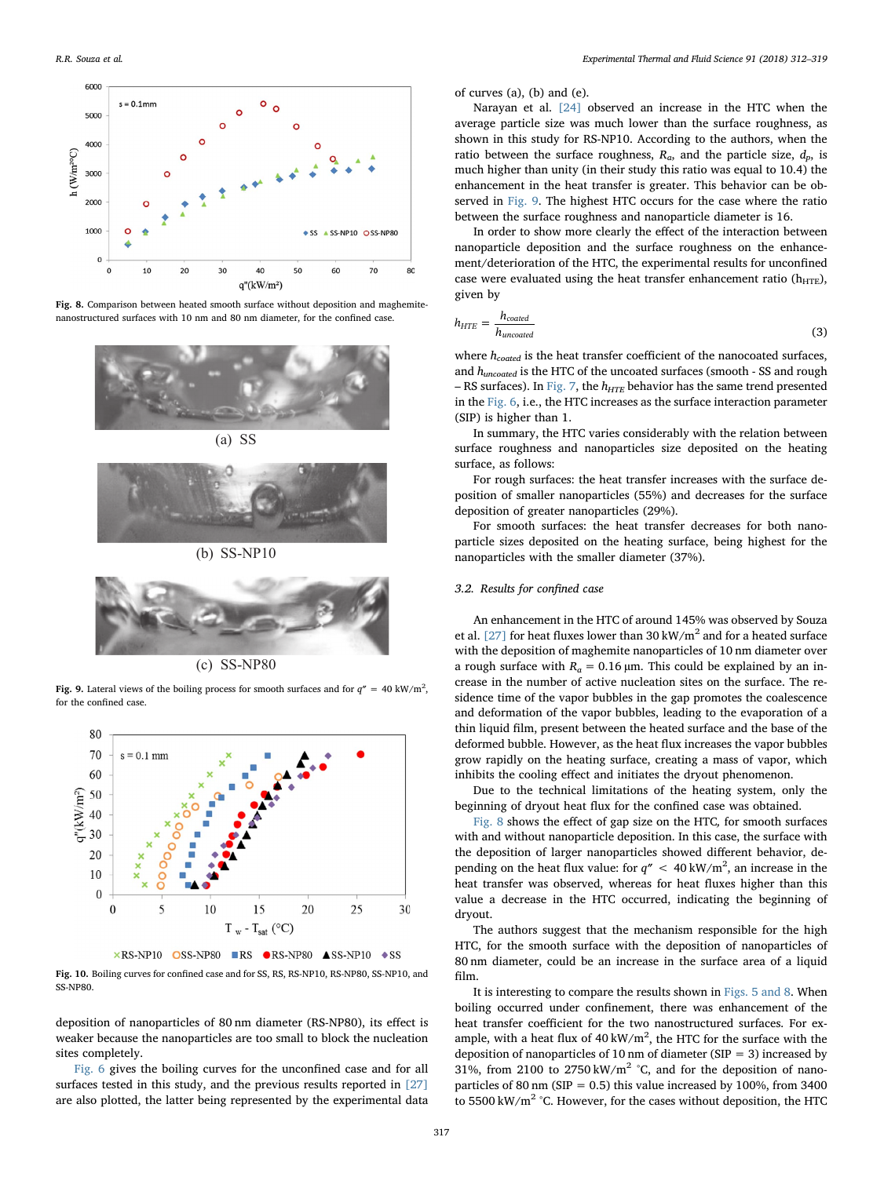s = 0.1mm

h (W/m²°C)

0 1000 2000 3000 4000 5000 6000

0 10 20 30 40 50 60 70 80

q"(kW/m²)

SS SS-NP10 SS-NP80

**Fig. 8.** Comparison between heated smooth surface without deposition and maghemite-nanostructured surfaces with 10 nm and 80 nm diameter, for the confined case.

(a) SS

(b) SS-NP10

(c) SS-NP80

**Fig. 9.** Lateral views of the boiling process for smooth surfaces and for $q'' = 40$ kW/m$^2$, for the confined case.

s = 0.1 mm

q"(kW/m²)

0 10 20 30 40 50 60 70 80

0 5 10 15 20 25 30

T w - Tsat (°C)

RS-NP10 SS-NP80 RS RS-NP80 SS-NP10 SS

**Fig. 10.** Boiling curves for confined case and for SS, RS, RS-NP10, RS-NP80, SS-NP10, and SS-NP80.

deposition of nanoparticles of 80 nm diameter (RS-NP80), its effect is weaker because the nanoparticles are too small to block the nucleation sites completely.

Fig. 6 gives the boiling curves for the unconfined case and for all surfaces tested in this study, and the previous results reported in [27] are also plotted, the latter being represented by the experimental data of curves (a), (b) and (e).

Narayan et al. [24] observed an increase in the HTC when the average particle size was much lower than the surface roughness, as shown in this study for RS-NP10. According to the authors, when the ratio between the surface roughness, $R_a$, and the particle size, $d_p$, is much higher than unity (in their study this ratio was equal to 10.4) the enhancement in the heat transfer is greater. This behavior can be observed in Fig. 9. The highest HTC occurs for the case where the ratio between the surface roughness and nanoparticle diameter is 16.

In order to show more clearly the effect of the interaction between nanoparticle deposition and the surface roughness on the enhancement/deterioration of the HTC, the experimental results for unconfined case were evaluated using the heat transfer enhancement ratio ($h_{HTE}$), given by

$$h_{HTE} = \frac{h_{coated}}{h_{uncoated}} \tag{3}$$

where $h_{coated}$ is the heat transfer coefficient of the nanocoated surfaces, and $h_{uncoated}$ is the HTC of the uncoated surfaces (smooth - SS and rough – RS surfaces). In Fig. 7, the $h_{HTE}$ behavior has the same trend presented in the Fig. 6, i.e., the HTC increases as the surface interaction parameter (SIP) is higher than 1.

In summary, the HTC varies considerably with the relation between surface roughness and nanoparticles size deposited on the heating surface, as follows:

For rough surfaces: the heat transfer increases with the surface deposition of smaller nanoparticles (55%) and decreases for the surface deposition of greater nanoparticles (29%).

For smooth surfaces: the heat transfer decreases for both nanoparticle sizes deposited on the heating surface, being highest for the nanoparticles with the smaller diameter (37%).

### 3.2. Results for confined case

An enhancement in the HTC of around 145% was observed by Souza et al. [27] for heat fluxes lower than 30 kW/m$^2$ and for a heated surface with the deposition of maghemite nanoparticles of 10 nm diameter over a rough surface with $R_a = 0.16$ µm. This could be explained by an increase in the number of active nucleation sites on the surface. The residence time of the vapor bubbles in the gap promotes the coalescence and deformation of the vapor bubbles, leading to the evaporation of a thin liquid film, present between the heated surface and the base of the deformed bubble. However, as the heat flux increases the vapor bubbles grow rapidly on the heating surface, creating a mass of vapor, which inhibits the cooling effect and initiates the dryout phenomenon.

Due to the technical limitations of the heating system, only the beginning of dryout heat flux for the confined case was obtained.

Fig. 8 shows the effect of gap size on the HTC, for smooth surfaces with and without nanoparticle deposition. In this case, the surface with the deposition of larger nanoparticles showed different behavior, depending on the heat flux value: for $q'' < 40$ kW/m$^2$, an increase in the heat transfer was observed, whereas for heat fluxes higher than this value a decrease in the HTC occurred, indicating the beginning of dryout.

The authors suggest that the mechanism responsible for the high HTC, for the smooth surface with the deposition of nanoparticles of 80 nm diameter, could be an increase in the surface area of a liquid film.

It is interesting to compare the results shown in Figs. 5 and 8. When boiling occurred under confinement, there was enhancement of the heat transfer coefficient for the two nanostructured surfaces. For example, with a heat flux of 40 kW/m$^2$, the HTC for the surface with the deposition of nanoparticles of 10 nm of diameter (SIP = 3) increased by 31%, from 2100 to 2750 kW/m$^2$ °C, and for the deposition of nanoparticles of 80 nm (SIP = 0.5) this value increased by 100%, from 3400 to 5500 kW/m$^2$ °C. However, for the cases without deposition, the HTC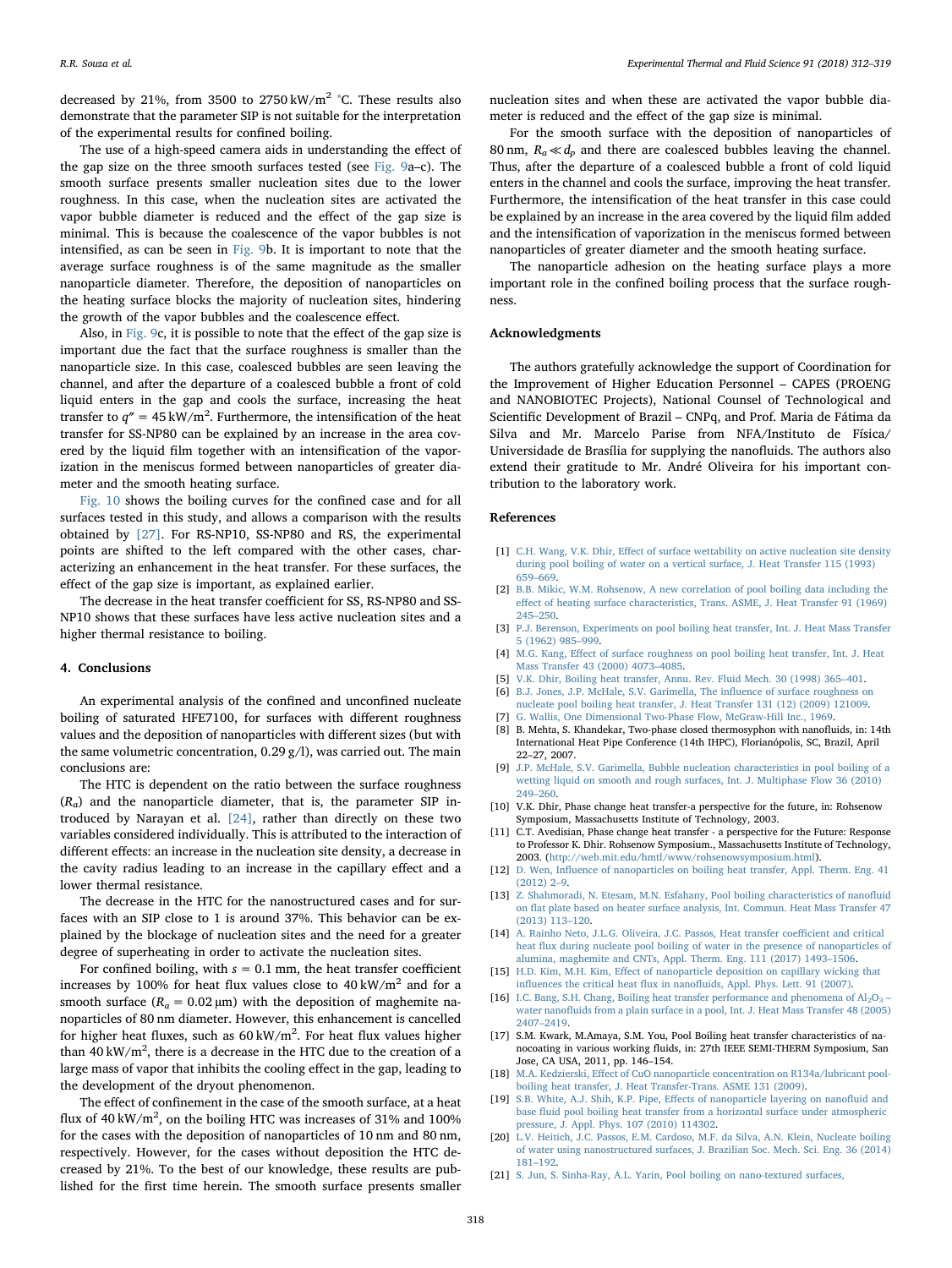decreased by 21%, from 3500 to 2750 kW/m$^2$ °C. These results also demonstrate that the parameter SIP is not suitable for the interpretation of the experimental results for confined boiling.

The use of a high-speed camera aids in understanding the effect of the gap size on the three smooth surfaces tested (see Fig. 9a–c). The smooth surface presents smaller nucleation sites due to the lower roughness. In this case, when the nucleation sites are activated the vapor bubble diameter is reduced and the effect of the gap size is minimal. This is because the coalescence of the vapor bubbles is not intensified, as can be seen in Fig. 9b. It is important to note that the average surface roughness is of the same magnitude as the smaller nanoparticle diameter. Therefore, the deposition of nanoparticles on the heating surface blocks the majority of nucleation sites, hindering the growth of the vapor bubbles and the coalescence effect.

Also, in Fig. 9c, it is possible to note that the effect of the gap size is important due the fact that the surface roughness is smaller than the nanoparticle size. In this case, coalesced bubbles are seen leaving the channel, and after the departure of a coalesced bubble a front of cold liquid enters in the gap and cools the surface, increasing the heat transfer to $q'' = 45$ kW/m$^2$. Furthermore, the intensification of the heat transfer for SS-NP80 can be explained by an increase in the area covered by the liquid film together with an intensification of the vaporization in the meniscus formed between nanoparticles of greater diameter and the smooth heating surface.

Fig. 10 shows the boiling curves for the confined case and for all surfaces tested in this study, and allows a comparison with the results obtained by [27]. For RS-NP10, SS-NP80 and RS, the experimental points are shifted to the left compared with the other cases, characterizing an enhancement in the heat transfer. For these surfaces, the effect of the gap size is important, as explained earlier.

The decrease in the heat transfer coefficient for SS, RS-NP80 and SS-NP10 shows that these surfaces have less active nucleation sites and a higher thermal resistance to boiling.

## 4. Conclusions

An experimental analysis of the confined and unconfined nucleate boiling of saturated HFE7100, for surfaces with different roughness values and the deposition of nanoparticles with different sizes (but with the same volumetric concentration, 0.29 g/l), was carried out. The main conclusions are:

The HTC is dependent on the ratio between the surface roughness ($R_a$) and the nanoparticle diameter, that is, the parameter SIP introduced by Narayan et al. [24], rather than directly on these two variables considered individually. This is attributed to the interaction of different effects: an increase in the nucleation site density, a decrease in the cavity radius leading to an increase in the capillary effect and a lower thermal resistance.

The decrease in the HTC for the nanostructured cases and for surfaces with an SIP close to 1 is around 37%. This behavior can be explained by the blockage of nucleation sites and the need for a greater degree of superheating in order to activate the nucleation sites.

For confined boiling, with $s = 0.1$ mm, the heat transfer coefficient increases by 100% for heat flux values close to 40 kW/m$^2$ and for a smooth surface ($R_a = 0.02$ μm) with the deposition of maghemite nanoparticles of 80 nm diameter. However, this enhancement is cancelled for higher heat fluxes, such as 60 kW/m$^2$. For heat flux values higher than 40 kW/m$^2$, there is a decrease in the HTC due to the creation of a large mass of vapor that inhibits the cooling effect in the gap, leading to the development of the dryout phenomenon.

The effect of confinement in the case of the smooth surface, at a heat flux of 40 kW/m$^2$, on the boiling HTC was increases of 31% and 100% for the cases with the deposition of nanoparticles of 10 nm and 80 nm, respectively. However, for the cases without deposition the HTC decreased by 21%. To the best of our knowledge, these results are published for the first time herein. The smooth surface presents smaller nucleation sites and when these are activated the vapor bubble diameter is reduced and the effect of the gap size is minimal.

For the smooth surface with the deposition of nanoparticles of 80 nm, $R_a \ll d_p$ and there are coalesced bubbles leaving the channel. Thus, after the departure of a coalesced bubble a front of cold liquid enters in the channel and cools the surface, improving the heat transfer. Furthermore, the intensification of the heat transfer in this case could be explained by an increase in the area covered by the liquid film added and the intensification of vaporization in the meniscus formed between nanoparticles of greater diameter and the smooth heating surface.

The nanoparticle adhesion on the heating surface plays a more important role in the confined boiling process that the surface roughness.

## Acknowledgments

The authors gratefully acknowledge the support of Coordination for the Improvement of Higher Education Personnel – CAPES (PROENG and NANOBIOTEC Projects), National Counsel of Technological and Scientific Development of Brazil – CNPq, and Prof. Maria de Fátima da Silva and Mr. Marcelo Parise from NFA/Instituto de Física/Universidade de Brasília for supplying the nanofluids. The authors also extend their gratitude to Mr. André Oliveira for his important contribution to the laboratory work.

## References

[1] C.H. Wang, V.K. Dhir, Effect of surface wettability on active nucleation site density during pool boiling of water on a vertical surface, J. Heat Transfer 115 (1993) 659–669.

[2] B.B. Mikic, W.M. Rohsenow, A new correlation of pool boiling data including the effect of heating surface characteristics, Trans. ASME, J. Heat Transfer 91 (1969) 245–250.

[3] P.J. Berenson, Experiments on pool boiling heat transfer, Int. J. Heat Mass Transfer 5 (1962) 985–999.

[4] M.G. Kang, Effect of surface roughness on pool boiling heat transfer, Int. J. Heat Mass Transfer 43 (2000) 4073–4085.

[5] V.K. Dhir, Boiling heat transfer, Annu. Rev. Fluid Mech. 30 (1998) 365–401.

[6] B.J. Jones, J.P. McHale, S.V. Garimella, The influence of surface roughness on nucleate pool boiling heat transfer, J. Heat Transfer 131 (12) (2009) 121009.

[7] G. Wallis, One Dimensional Two-Phase Flow, McGraw-Hill Inc., 1969.

[8] B. Mehta, S. Khandekar, Two-phase closed thermosyphon with nanofluids, in: 14th International Heat Pipe Conference (14th IHPC), Florianópolis, SC, Brazil, April 22–27, 2007.

[9] J.P. McHale, S.V. Garimella, Bubble nucleation characteristics in pool boiling of a wetting liquid on smooth and rough surfaces, Int. J. Multiphase Flow 36 (2010) 249–260.

[10] V.K. Dhir, Phase change heat transfer-a perspective for the future, in: Rohsenow Symposium, Massachusetts Institute of Technology, 2003.

[11] C.T. Avedisian, Phase change heat transfer - a perspective for the Future: Response to Professor K. Dhir. Rohsenow Symposium., Massachusetts Institute of Technology, 2003. (http://web.mit.edu/hmtl/www/rohsenowsymposium.html).

[12] D. Wen, Influence of nanoparticles on boiling heat transfer, Appl. Therm. Eng. 41 (2012) 2–9.

[13] Z. Shahmoradi, N. Etesam, M.N. Esfahany, Pool boiling characteristics of nanofluid on flat plate based on heater surface analysis, Int. Commun. Heat Mass Transfer 47 (2013) 113–120.

[14] A. Rainho Neto, J.L.G. Oliveira, J.C. Passos, Heat transfer coefficient and critical heat flux during nucleate pool boiling of water in the presence of nanoparticles of alumina, maghemite and CNTs, Appl. Therm. Eng. 111 (2017) 1493–1506.

[15] H.D. Kim, M.H. Kim, Effect of nanoparticle deposition on capillary wicking that influences the critical heat flux in nanofluids, Appl. Phys. Lett. 91 (2007).

[16] I.C. Bang, S.H. Chang, Boiling heat transfer performance and phenomena of $Al_2O_3$ – water nanofluids from a plain surface in a pool, Int. J. Heat Mass Transfer 48 (2005) 2407–2419.

[17] S.M. Kwark, M.Amaya, S.M. You, Pool Boiling heat transfer characteristics of nanocoating in various working fluids, in: 27th IEEE SEMI-THERM Symposium, San Jose, CA USA, 2011, pp. 146–154.

[18] M.A. Kedzierski, Effect of CuO nanoparticle concentration on R134a/lubricant pool-boiling heat transfer, J. Heat Transfer-Trans. ASME 131 (2009).

[19] S.B. White, A.J. Shih, K.P. Pipe, Effects of nanoparticle layering on nanofluid and base fluid pool boiling heat transfer from a horizontal surface under atmospheric pressure, J. Appl. Phys. 107 (2010) 114302.

[20] L.V. Heitich, J.C. Passos, E.M. Cardoso, M.F. da Silva, A.N. Klein, Nucleate boiling of water using nanostructured surfaces, J. Brazilian Soc. Mech. Sci. Eng. 36 (2014) 181–192.

[21] S. Jun, S. Sinha-Ray, A.L. Yarin, Pool boiling on nano-textured surfaces,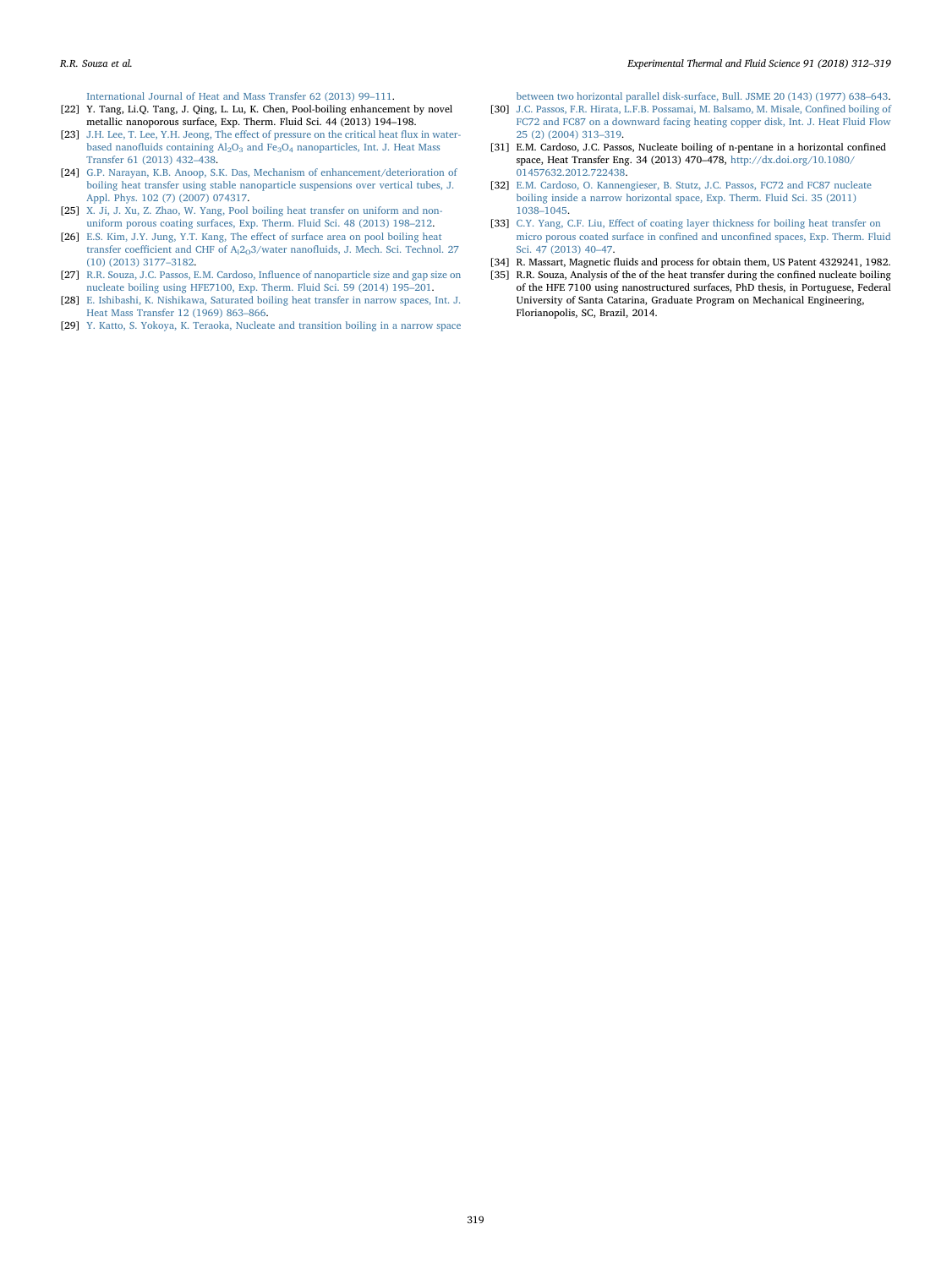International Journal of Heat and Mass Transfer 62 (2013) 99–111.

[22] Y. Tang, Li.Q. Tang, J. Qing, L. Lu, K. Chen, Pool-boiling enhancement by novel metallic nanoporous surface, Exp. Therm. Fluid Sci. 44 (2013) 194–198.

[23] J.H. Lee, T. Lee, Y.H. Jeong, The effect of pressure on the critical heat flux in water-based nanofluids containing $Al_2O_3$ and $Fe_3O_4$ nanoparticles, Int. J. Heat Mass Transfer 61 (2013) 432–438.

[24] G.P. Narayan, K.B. Anoop, S.K. Das, Mechanism of enhancement/deterioration of boiling heat transfer using stable nanoparticle suspensions over vertical tubes, J. Appl. Phys. 102 (7) (2007) 074317.

[25] X. Ji, J. Xu, Z. Zhao, W. Yang, Pool boiling heat transfer on uniform and non-uniform porous coating surfaces, Exp. Therm. Fluid Sci. 48 (2013) 198–212.

[26] E.S. Kim, J.Y. Jung, Y.T. Kang, The effect of surface area on pool boiling heat transfer coefficient and CHF of $A_l2_O3$/water nanofluids, J. Mech. Sci. Technol. 27 (10) (2013) 3177–3182.

[27] R.R. Souza, J.C. Passos, E.M. Cardoso, Influence of nanoparticle size and gap size on nucleate boiling using HFE7100, Exp. Therm. Fluid Sci. 59 (2014) 195–201.

[28] E. Ishibashi, K. Nishikawa, Saturated boiling heat transfer in narrow spaces, Int. J. Heat Mass Transfer 12 (1969) 863–866.

[29] Y. Katto, S. Yokoya, K. Teraoka, Nucleate and transition boiling in a narrow space between two horizontal parallel disk-surface, Bull. JSME 20 (143) (1977) 638–643.

[30] J.C. Passos, F.R. Hirata, L.F.B. Possamai, M. Balsamo, M. Misale, Confined boiling of FC72 and FC87 on a downward facing heating copper disk, Int. J. Heat Fluid Flow 25 (2) (2004) 313–319.

[31] E.M. Cardoso, J.C. Passos, Nucleate boiling of n-pentane in a horizontal confined space, Heat Transfer Eng. 34 (2013) 470–478, http://dx.doi.org/10.1080/01457632.2012.722438.

[32] E.M. Cardoso, O. Kannengieser, B. Stutz, J.C. Passos, FC72 and FC87 nucleate boiling inside a narrow horizontal space, Exp. Therm. Fluid Sci. 35 (2011) 1038–1045.

[33] C.Y. Yang, C.F. Liu, Effect of coating layer thickness for boiling heat transfer on micro porous coated surface in confined and unconfined spaces, Exp. Therm. Fluid Sci. 47 (2013) 40–47.

[34] R. Massart, Magnetic fluids and process for obtain them, US Patent 4329241, 1982.

[35] R.R. Souza, Analysis of the of the heat transfer during the confined nucleate boiling of the HFE 7100 using nanostructured surfaces, PhD thesis, in Portuguese, Federal University of Santa Catarina, Graduate Program on Mechanical Engineering, Florianopolis, SC, Brazil, 2014.